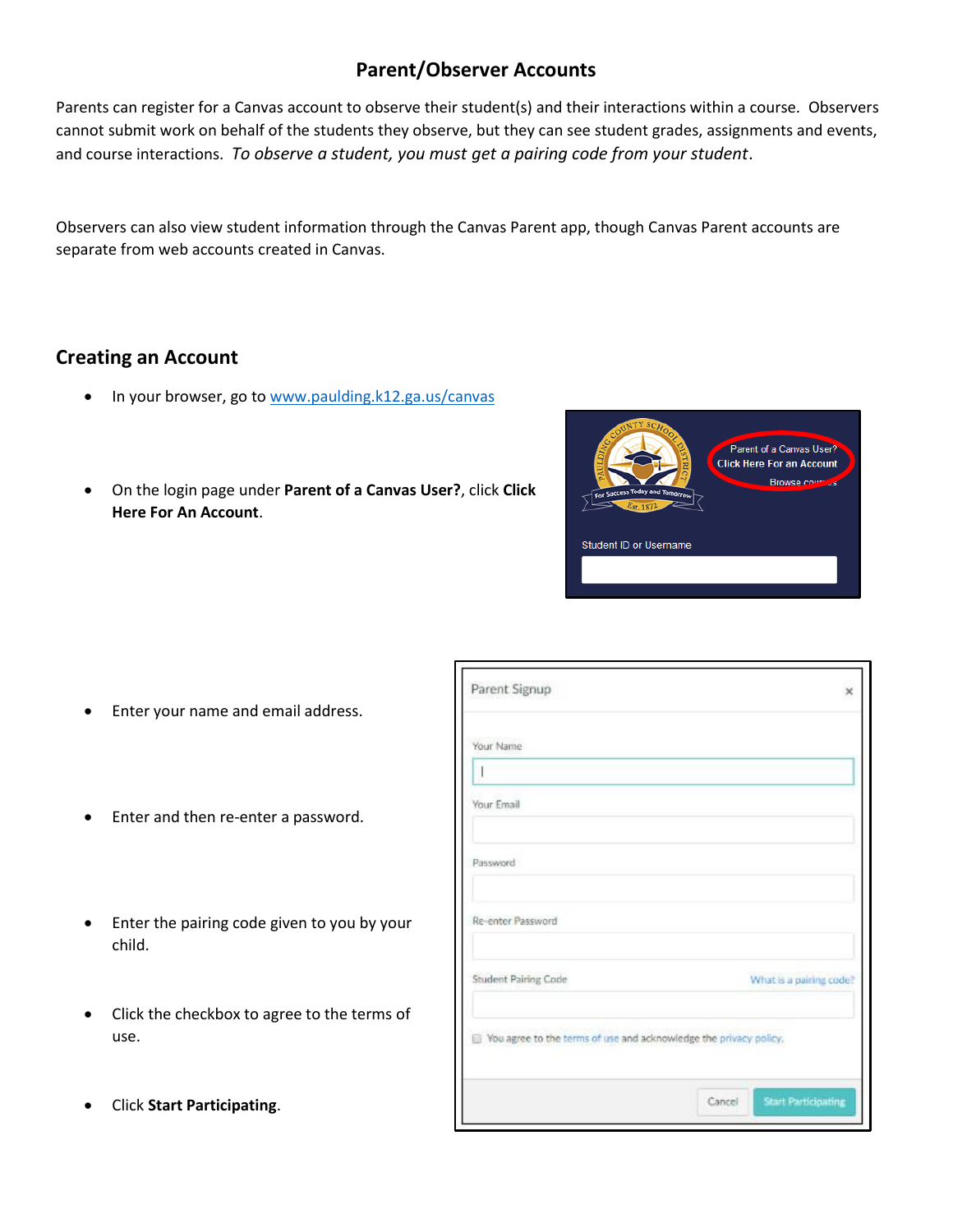# Parent/Observer Accounts

Parents can register for a Canvas account to observe their student(s) and their interactions within a course. Observers cannot submit work on behalf of the students they observe, but they can see student grades, assignments and events, and course interactions. *To observe a student, you must get a pairing code from your student*.

Observers can also view student information through the Canvas Parent app, though Canvas Parent accounts are separate from web accounts created in Canvas.

## Creating an Account

- In your browser, go to [www.paulding.k12.ga.us/canvas](www.paulding.k12.ga.us/canvas)
- On the login page under **Parent of a Canvas User?**, click **Click Here For An Account**.
- Enter your name and email address.
- Enter and then re-enter a password.
- Enter the pairing code given to you by your child.
- Click the checkbox to agree to the terms of use.
- Click **Start Participating**.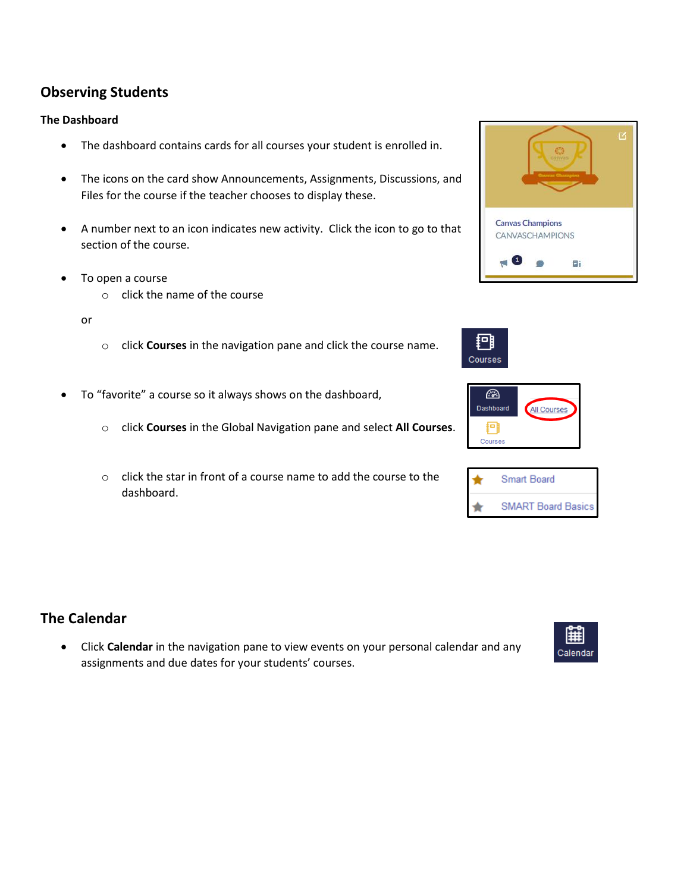## Observing Students

### The Dashboard

- The dashboard contains cards for all courses your student is enrolled in.
- The icons on the card show Announcements, Assignments, Discussions, and Files for the course if the teacher chooses to display these.
- A number next to an icon indicates new activity. Click the icon to go to that section of the course.
- To open a course
  - click the name of the course

  or

  - click **Courses** in the navigation pane and click the course name.
- To "favorite" a course so it always shows on the dashboard,
  - click **Courses** in the Global Navigation pane and select **All Courses**.
  - click the star in front of a course name to add the course to the dashboard.

## The Calendar

- Click **Calendar** in the navigation pane to view events on your personal calendar and any assignments and due dates for your students' courses.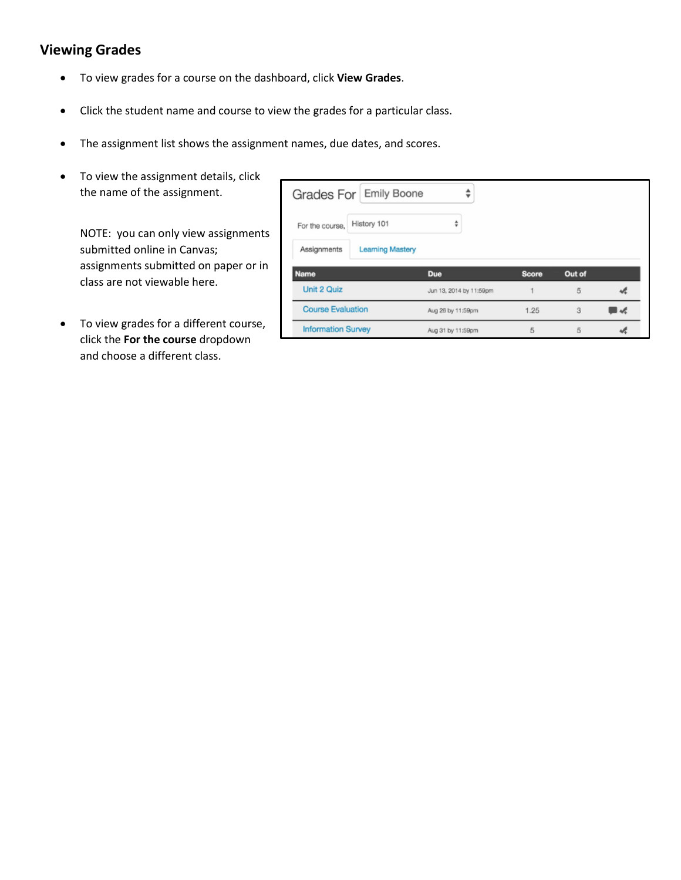## Viewing Grades

- To view grades for a course on the dashboard, click **View Grades**.
- Click the student name and course to view the grades for a particular class.
- The assignment list shows the assignment names, due dates, and scores.
- To view the assignment details, click the name of the assignment.

  NOTE: you can only view assignments submitted online in Canvas; assignments submitted on paper or in class are not viewable here.

- To view grades for a different course, click the **For the course** dropdown and choose a different class.

Grades For Emily Boone

For the course, History 101

Assignments | Learning Mastery

| Name | Due | Score | Out of |
|---|---|---|---|
| Unit 2 Quiz | Jun 13, 2014 by 11:59pm | 1 | 5 |
| Course Evaluation | Aug 26 by 11:59pm | 1.25 | 3 |
| Information Survey | Aug 31 by 11:59pm | 5 | 5 |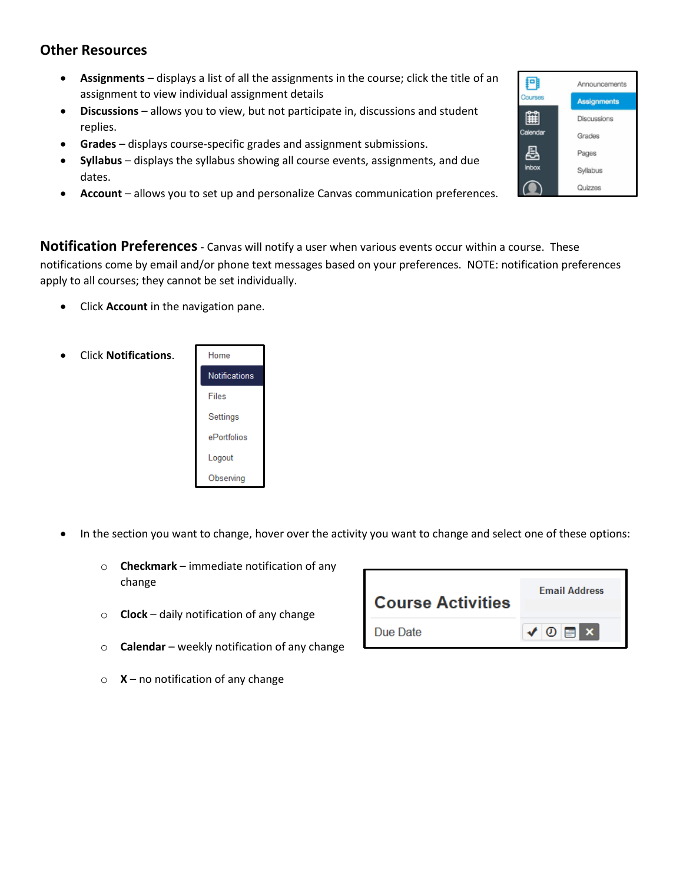## Other Resources

- **Assignments** – displays a list of all the assignments in the course; click the title of an assignment to view individual assignment details
- **Discussions** – allows you to view, but not participate in, discussions and student replies.
- **Grades** – displays course-specific grades and assignment submissions.
- **Syllabus** – displays the syllabus showing all course events, assignments, and due dates.
- **Account** – allows you to set up and personalize Canvas communication preferences.

**Notification Preferences** - Canvas will notify a user when various events occur within a course. These notifications come by email and/or phone text messages based on your preferences. NOTE: notification preferences apply to all courses; they cannot be set individually.

- Click **Account** in the navigation pane.
- Click **Notifications**.
- In the section you want to change, hover over the activity you want to change and select one of these options:
  - **Checkmark** – immediate notification of any change
  - **Clock** – daily notification of any change
  - **Calendar** – weekly notification of any change
  - **X** – no notification of any change